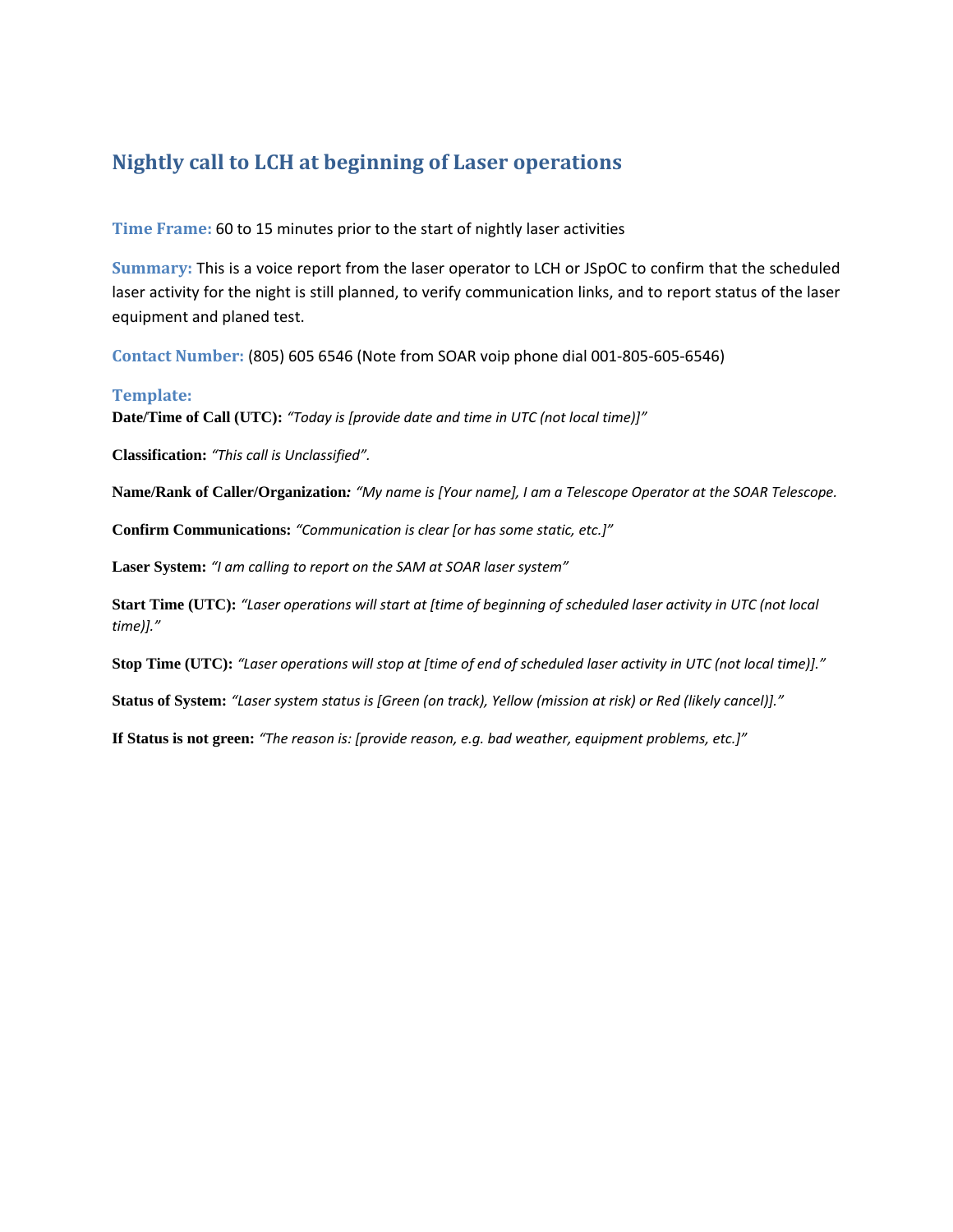## Nightly call to LCH at beginning of Laser operations

**Time Frame:** 60 to 15 minutes prior to the start of nightly laser activities

**Summary:** This is a voice report from the laser operator to LCH or JSpOC to confirm that the scheduled laser activity for the night is still planned, to verify communication links, and to report status of the laser equipment and planed test.

**Contact Number:** (805) 605 6546 (Note from SOAR voip phone dial 001-805-605-6546)

**Template:**

**Date/Time of Call (UTC):** *"Today is [provide date and time in UTC (not local time)]"*

**Classification:** *"This call is Unclassified".*

**Name/Rank of Caller/Organization:** *"My name is [Your name], I am a Telescope Operator at the SOAR Telescope.*

**Confirm Communications:** *"Communication is clear [or has some static, etc.]"*

**Laser System:** *"I am calling to report on the SAM at SOAR laser system"*

**Start Time (UTC):** *"Laser operations will start at [time of beginning of scheduled laser activity in UTC (not local time)]."*

**Stop Time (UTC):** *"Laser operations will stop at [time of end of scheduled laser activity in UTC (not local time)]."*

**Status of System:** *"Laser system status is [Green (on track), Yellow (mission at risk) or Red (likely cancel)]."*

**If Status is not green:** *"The reason is: [provide reason, e.g. bad weather, equipment problems, etc.]"*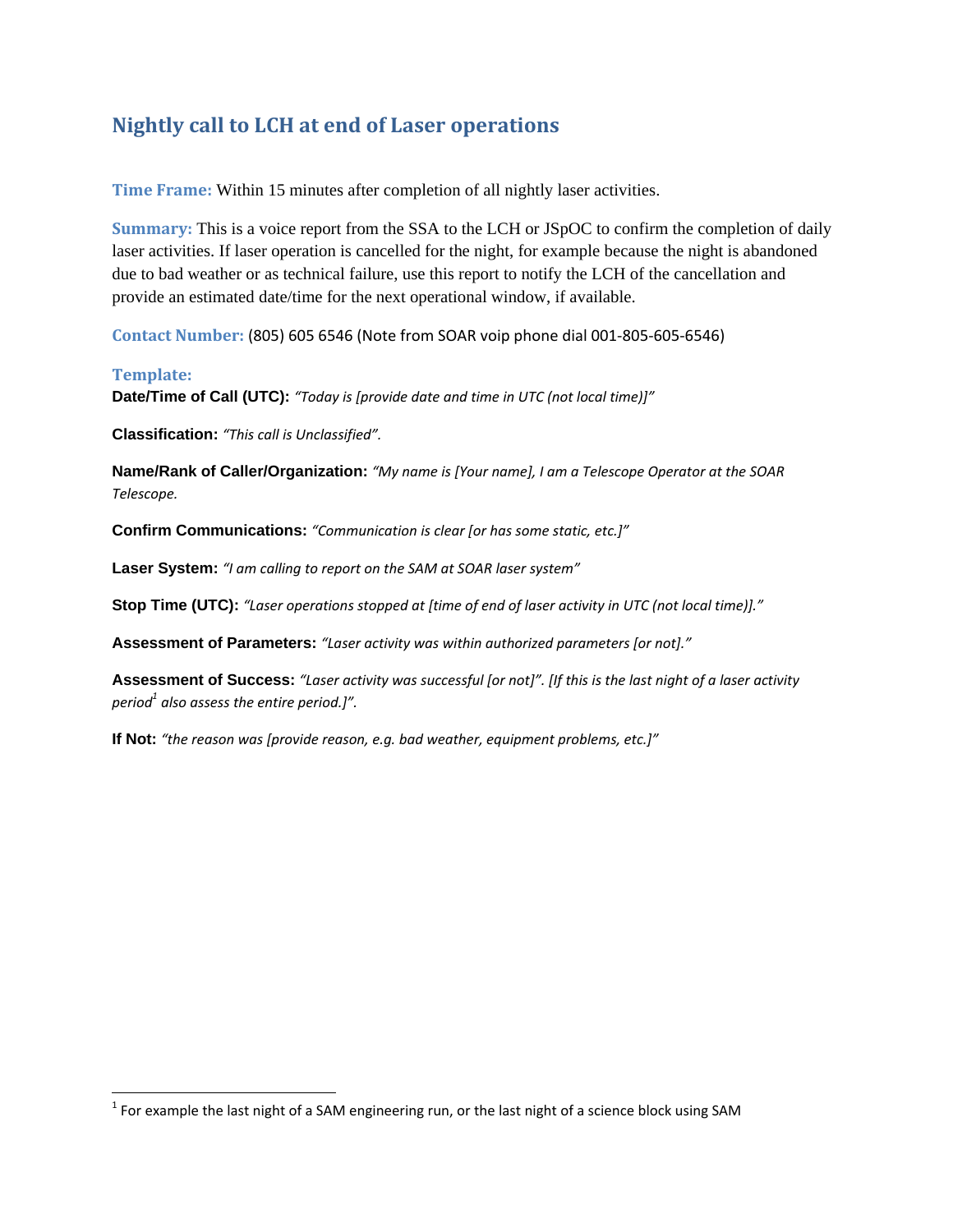## Nightly call to LCH at end of Laser operations

**Time Frame:** Within 15 minutes after completion of all nightly laser activities.

**Summary:** This is a voice report from the SSA to the LCH or JSpOC to confirm the completion of daily laser activities. If laser operation is cancelled for the night, for example because the night is abandoned due to bad weather or as technical failure, use this report to notify the LCH of the cancellation and provide an estimated date/time for the next operational window, if available.

**Contact Number:** (805) 605 6546 (Note from SOAR voip phone dial 001-805-605-6546)

**Template:**

**Date/Time of Call (UTC):** *"Today is [provide date and time in UTC (not local time)]"*

**Classification:** *"This call is Unclassified".*

**Name/Rank of Caller/Organization:** *"My name is [Your name], I am a Telescope Operator at the SOAR Telescope.*

**Confirm Communications:** *"Communication is clear [or has some static, etc.]"*

**Laser System:** *"I am calling to report on the SAM at SOAR laser system"*

**Stop Time (UTC):** *"Laser operations stopped at [time of end of laser activity in UTC (not local time)]."*

**Assessment of Parameters:** *"Laser activity was within authorized parameters [or not]."*

**Assessment of Success:** *"Laser activity was successful [or not]". [If this is the last night of a laser activity period[1] also assess the entire period.]".*

**If Not:** *"the reason was [provide reason, e.g. bad weather, equipment problems, etc.]"*

---

[1] For example the last night of a SAM engineering run, or the last night of a science block using SAM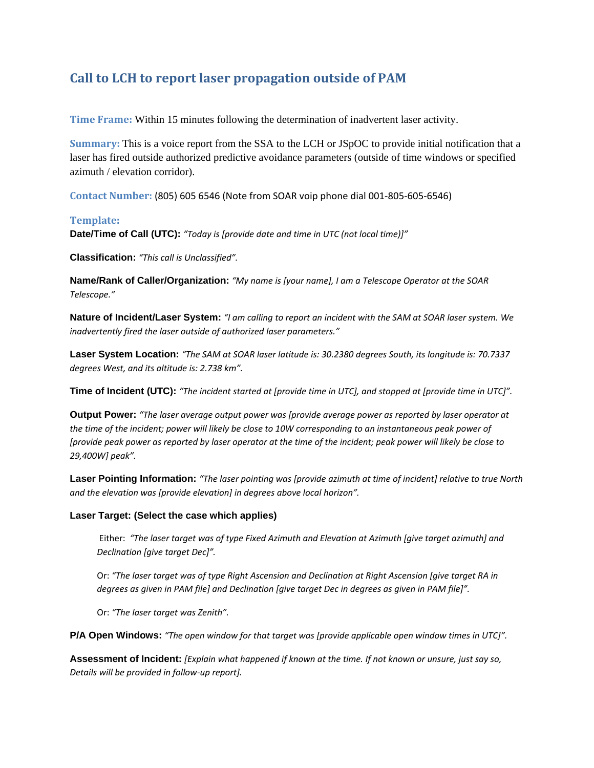## Call to LCH to report laser propagation outside of PAM

**Time Frame:** Within 15 minutes following the determination of inadvertent laser activity.

**Summary:** This is a voice report from the SSA to the LCH or JSpOC to provide initial notification that a laser has fired outside authorized predictive avoidance parameters (outside of time windows or specified azimuth / elevation corridor).

**Contact Number:** (805) 605 6546 (Note from SOAR voip phone dial 001-805-605-6546)

**Template:**

**Date/Time of Call (UTC):** *"Today is [provide date and time in UTC (not local time)]"*

**Classification:** *"This call is Unclassified".*

**Name/Rank of Caller/Organization:** *"My name is [your name], I am a Telescope Operator at the SOAR Telescope."*

**Nature of Incident/Laser System:** *"I am calling to report an incident with the SAM at SOAR laser system. We inadvertently fired the laser outside of authorized laser parameters."*

**Laser System Location:** *"The SAM at SOAR laser latitude is: 30.2380 degrees South, its longitude is: 70.7337 degrees West, and its altitude is: 2.738 km".*

**Time of Incident (UTC):** *"The incident started at [provide time in UTC], and stopped at [provide time in UTC]".*

**Output Power:** *"The laser average output power was [provide average power as reported by laser operator at the time of the incident; power will likely be close to 10W corresponding to an instantaneous peak power of [provide peak power as reported by laser operator at the time of the incident; peak power will likely be close to 29,400W] peak".*

**Laser Pointing Information:** *"The laser pointing was [provide azimuth at time of incident] relative to true North and the elevation was [provide elevation] in degrees above local horizon".*

**Laser Target: (Select the case which applies)**

Either: *"The laser target was of type Fixed Azimuth and Elevation at Azimuth [give target azimuth] and Declination [give target Dec]".*

Or: *"The laser target was of type Right Ascension and Declination at Right Ascension [give target RA in degrees as given in PAM file] and Declination [give target Dec in degrees as given in PAM file]".*

Or: *"The laser target was Zenith".*

**P/A Open Windows:** *"The open window for that target was [provide applicable open window times in UTC]".*

**Assessment of Incident:** *[Explain what happened if known at the time. If not known or unsure, just say so, Details will be provided in follow-up report].*